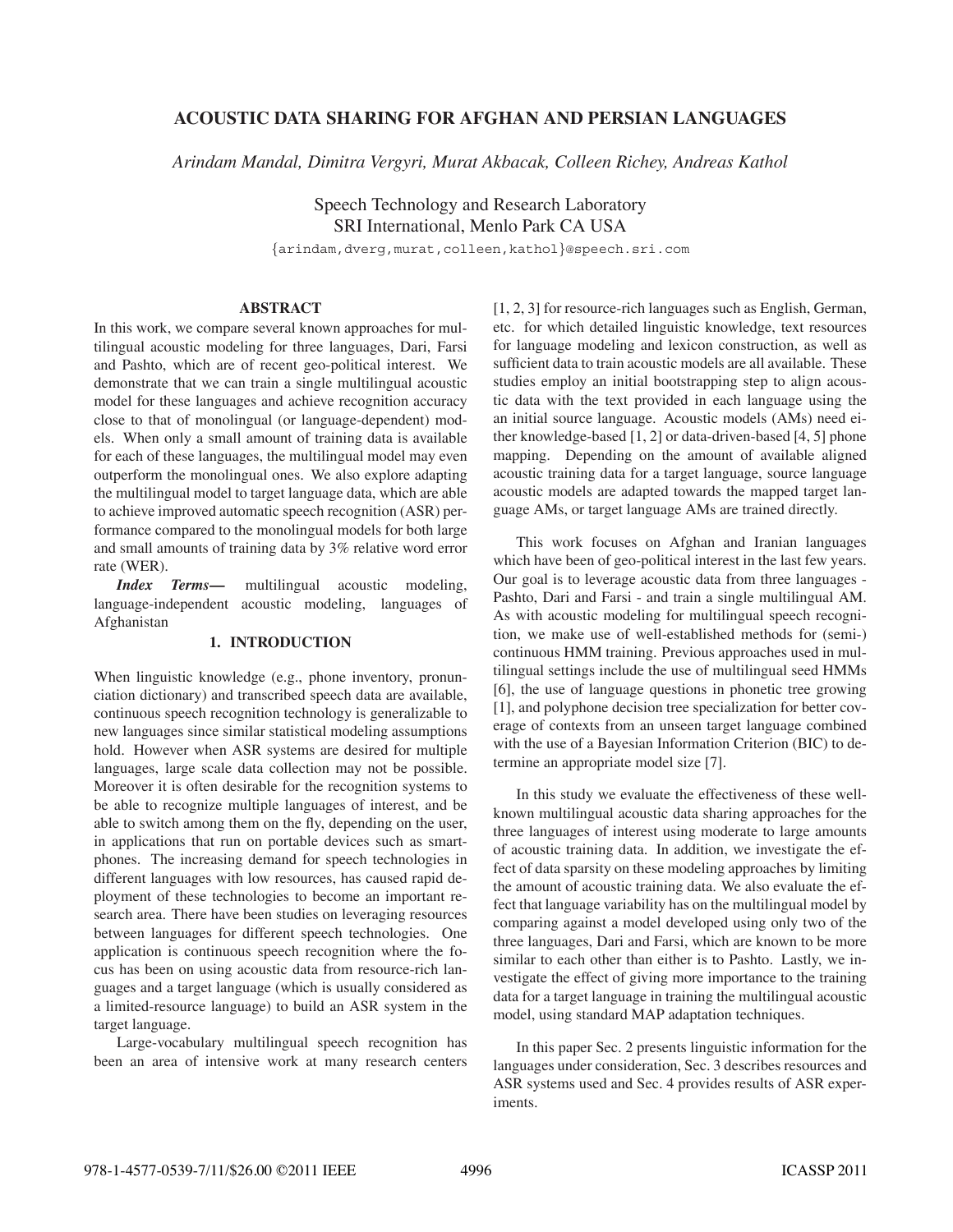# ACOUSTIC DATA SHARING FOR AFGHAN AND PERSIAN LANGUAGES

*Arindam Mandal, Dimitra Vergyri, Murat Akbacak, Colleen Richey, Andreas Kathol*

Speech Technology and Research Laboratory
SRI International, Menlo Park CA USA
{arindam,dverg,murat,colleen,kathol}@speech.sri.com

## ABSTRACT

In this work, we compare several known approaches for multilingual acoustic modeling for three languages, Dari, Farsi and Pashto, which are of recent geo-political interest. We demonstrate that we can train a single multilingual acoustic model for these languages and achieve recognition accuracy close to that of monolingual (or language-dependent) models. When only a small amount of training data is available for each of these languages, the multilingual model may even outperform the monolingual ones. We also explore adapting the multilingual model to target language data, which are able to achieve improved automatic speech recognition (ASR) performance compared to the monolingual models for both large and small amounts of training data by 3% relative word error rate (WER).

***Index Terms*—** multilingual acoustic modeling, language-independent acoustic modeling, languages of Afghanistan

## 1. INTRODUCTION

When linguistic knowledge (e.g., phone inventory, pronunciation dictionary) and transcribed speech data are available, continuous speech recognition technology is generalizable to new languages since similar statistical modeling assumptions hold. However when ASR systems are desired for multiple languages, large scale data collection may not be possible. Moreover it is often desirable for the recognition systems to be able to recognize multiple languages of interest, and be able to switch among them on the fly, depending on the user, in applications that run on portable devices such as smartphones. The increasing demand for speech technologies in different languages with low resources, has caused rapid deployment of these technologies to become an important research area. There have been studies on leveraging resources between languages for different speech technologies. One application is continuous speech recognition where the focus has been on using acoustic data from resource-rich languages and a target language (which is usually considered as a limited-resource language) to build an ASR system in the target language.

Large-vocabulary multilingual speech recognition has been an area of intensive work at many research centers [1, 2, 3] for resource-rich languages such as English, German, etc. for which detailed linguistic knowledge, text resources for language modeling and lexicon construction, as well as sufficient data to train acoustic models are all available. These studies employ an initial bootstrapping step to align acoustic data with the text provided in each language using the an initial source language. Acoustic models (AMs) need either knowledge-based [1, 2] or data-driven-based [4, 5] phone mapping. Depending on the amount of available aligned acoustic training data for a target language, source language acoustic models are adapted towards the mapped target language AMs, or target language AMs are trained directly.

This work focuses on Afghan and Iranian languages which have been of geo-political interest in the last few years. Our goal is to leverage acoustic data from three languages - Pashto, Dari and Farsi - and train a single multilingual AM. As with acoustic modeling for multilingual speech recognition, we make use of well-established methods for (semi-) continuous HMM training. Previous approaches used in multilingual settings include the use of multilingual seed HMMs [6], the use of language questions in phonetic tree growing [1], and polyphone decision tree specialization for better coverage of contexts from an unseen target language combined with the use of a Bayesian Information Criterion (BIC) to determine an appropriate model size [7].

In this study we evaluate the effectiveness of these well-known multilingual acoustic data sharing approaches for the three languages of interest using moderate to large amounts of acoustic training data. In addition, we investigate the effect of data sparsity on these modeling approaches by limiting the amount of acoustic training data. We also evaluate the effect that language variability has on the multilingual model by comparing against a model developed using only two of the three languages, Dari and Farsi, which are known to be more similar to each other than either is to Pashto. Lastly, we investigate the effect of giving more importance to the training data for a target language in training the multilingual acoustic model, using standard MAP adaptation techniques.

In this paper Sec. 2 presents linguistic information for the languages under consideration, Sec. 3 describes resources and ASR systems used and Sec. 4 provides results of ASR experiments.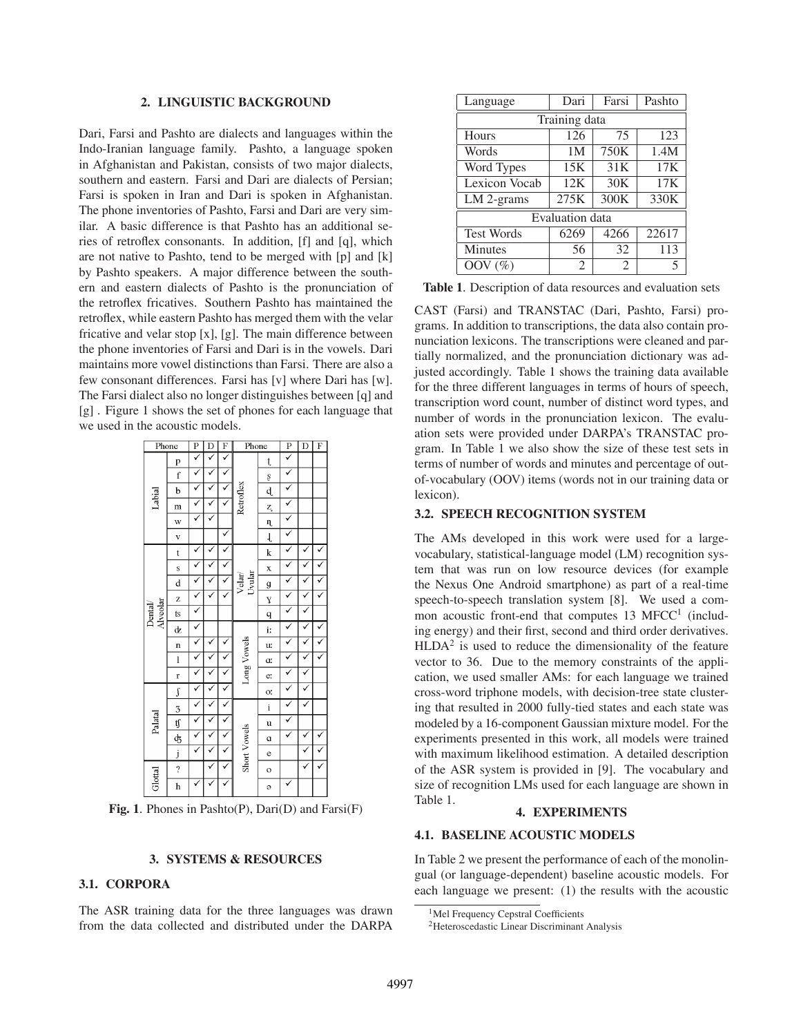## 2. LINGUISTIC BACKGROUND

Dari, Farsi and Pashto are dialects and languages within the Indo-Iranian language family. Pashto, a language spoken in Afghanistan and Pakistan, consists of two major dialects, southern and eastern. Farsi and Dari are dialects of Persian; Farsi is spoken in Iran and Dari is spoken in Afghanistan. The phone inventories of Pashto, Farsi and Dari are very similar. A basic difference is that Pashto has an additional series of retroflex consonants. In addition, [f] and [q], which are not native to Pashto, tend to be merged with [p] and [k] by Pashto speakers. A major difference between the southern and eastern dialects of Pashto is the pronunciation of the retroflex fricatives. Southern Pashto has maintained the retroflex, while eastern Pashto has merged them with the velar fricative and velar stop [x], [g]. The main difference between the phone inventories of Farsi and Dari is in the vowels. Dari maintains more vowel distinctions than Farsi. There are also a few consonant differences. Farsi has [v] where Dari has [w]. The Farsi dialect also no longer distinguishes between [q] and [g] . Figure 1 shows the set of phones for each language that we used in the acoustic models.

| Phone | | P | D | F | Phone | | P | D | F |
|---|---|---|---|---|---|---|---|---|---|
| Labial | p | ✓ | ✓ | ✓ | Retroflex | ʈ | ✓ | | |
| | f | ✓ | ✓ | ✓ | | ʂ | ✓ | | |
| | b | ✓ | ✓ | ✓ | | ɖ | ✓ | | |
| | m | ✓ | ✓ | ✓ | | ʐ | ✓ | | |
| | w | ✓ | ✓ | | | ɳ | ✓ | | |
| | v | | | ✓ | | ɭ | ✓ | | |
| Dental/Alveolar | t | ✓ | ✓ | ✓ | Velar/Uvular | k | ✓ | ✓ | ✓ |
| | s | ✓ | ✓ | ✓ | | x | ✓ | ✓ | ✓ |
| | d | ✓ | ✓ | ✓ | | g | ✓ | ✓ | ✓ |
| | z | ✓ | ✓ | ✓ | | ɣ | ✓ | ✓ | ✓ |
| | ts | ✓ | | | | q | ✓ | ✓ | |
| | dz | ✓ | | | Long Vowels | iː | ✓ | ✓ | ✓ |
| | n | ✓ | ✓ | ✓ | | uː | ✓ | ✓ | ✓ |
| | l | ✓ | ✓ | ✓ | | ɑː | ✓ | ✓ | ✓ |
| | r | ✓ | ✓ | ✓ | | eː | ✓ | ✓ | |
| Palatal | ʃ | ✓ | ✓ | ✓ | | oː | ✓ | ✓ | |
| | ʒ | ✓ | ✓ | ✓ | Short Vowels | i | ✓ | ✓ | |
| | tʃ | ✓ | ✓ | ✓ | | u | ✓ | | |
| | dʒ | ✓ | ✓ | ✓ | | a | ✓ | ✓ | ✓ |
| | j | ✓ | ✓ | ✓ | | e | | ✓ | ✓ |
| Glottal | ʔ | | ✓ | ✓ | | o | | ✓ | ✓ |
| | h | ✓ | ✓ | ✓ | | ə | ✓ | | |

**Fig. 1**. Phones in Pashto(P), Dari(D) and Farsi(F)

## 3. SYSTEMS & RESOURCES

### 3.1. CORPORA

The ASR training data for the three languages was drawn from the data collected and distributed under the DARPA CAST (Farsi) and TRANSTAC (Dari, Pashto, Farsi) programs. In addition to transcriptions, the data also contain pronunciation lexicons. The transcriptions were cleaned and partially normalized, and the pronunciation dictionary was adjusted accordingly. Table 1 shows the training data available for the three different languages in terms of hours of speech, transcription word count, number of distinct word types, and number of words in the pronunciation lexicon. The evaluation sets were provided under DARPA's TRANSTAC program. In Table 1 we also show the size of these test sets in terms of number of words and minutes and percentage of out-of-vocabulary (OOV) items (words not in our training data or lexicon).

| Language | Dari | Farsi | Pashto |
|---|---|---|---|
| Training data | | | |
| Hours | 126 | 75 | 123 |
| Words | 1M | 750K | 1.4M |
| Word Types | 15K | 31K | 17K |
| Lexicon Vocab | 12K | 30K | 17K |
| LM 2-grams | 275K | 300K | 330K |
| Evaluation data | | | |
| Test Words | 6269 | 4266 | 22617 |
| Minutes | 56 | 32 | 113 |
| OOV (%) | 2 | 2 | 5 |

**Table 1**. Description of data resources and evaluation sets

### 3.2. SPEECH RECOGNITION SYSTEM

The AMs developed in this work were used for a large-vocabulary, statistical-language model (LM) recognition system that was run on low resource devices (for example the Nexus One Android smartphone) as part of a real-time speech-to-speech translation system [8]. We used a common acoustic front-end that computes 13 MFCC[1] (including energy) and their first, second and third order derivatives. HLDA[2] is used to reduce the dimensionality of the feature vector to 36. Due to the memory constraints of the application, we used smaller AMs: for each language we trained cross-word triphone models, with decision-tree state clustering that resulted in 2000 fully-tied states and each state was modeled by a 16-component Gaussian mixture model. For the experiments presented in this work, all models were trained with maximum likelihood estimation. A detailed description of the ASR system is provided in [9]. The vocabulary and size of recognition LMs used for each language are shown in Table 1.

## 4. EXPERIMENTS

### 4.1. BASELINE ACOUSTIC MODELS

In Table 2 we present the performance of each of the monolingual (or language-dependent) baseline acoustic models. For each language we present: (1) the results with the acoustic

[1] Mel Frequency Cepstral Coefficients

[2] Heteroscedastic Linear Discriminant Analysis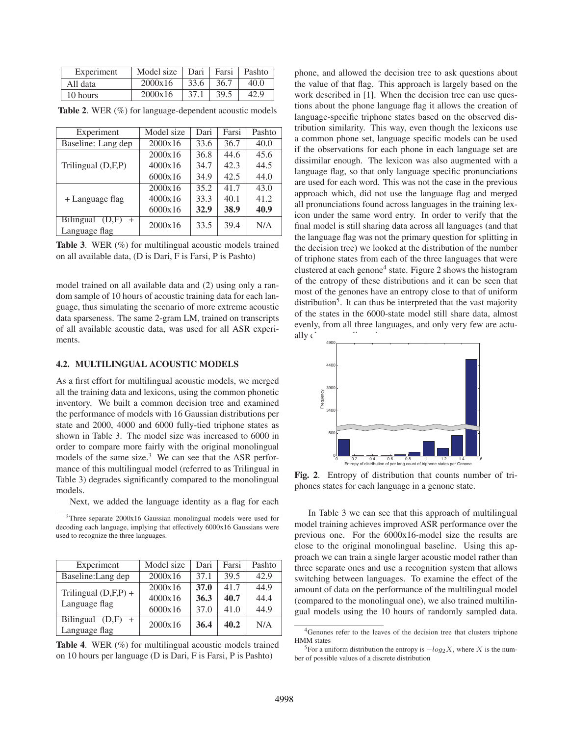| Experiment | Model size | Dari | Farsi | Pashto |
|---|---|---|---|---|
| All data | 2000x16 | 33.6 | 36.7 | 40.0 |
| 10 hours | 2000x16 | 37.1 | 39.5 | 42.9 |

**Table 2**. WER (%) for language-dependent acoustic models

| Experiment | Model size | Dari | Farsi | Pashto |
|---|---|---|---|---|
| Baseline: Lang dep | 2000x16 | 33.6 | 36.7 | 40.0 |
| Trilingual (D,F,P) | 2000x16 | 36.8 | 44.6 | 45.6 |
| | 4000x16 | 34.7 | 42.3 | 44.5 |
| | 6000x16 | 34.9 | 42.5 | 44.0 |
| + Language flag | 2000x16 | 35.2 | 41.7 | 43.0 |
| | 4000x16 | 33.3 | 40.1 | 41.2 |
| | 6000x16 | **32.9** | **38.9** | **40.9** |
| Bilingual (D,F) + Language flag | 2000x16 | 33.5 | 39.4 | N/A |

**Table 3**. WER (%) for multilingual acoustic models trained on all available data, (D is Dari, F is Farsi, P is Pashto)

model trained on all available data and (2) using only a random sample of 10 hours of acoustic training data for each language, thus simulating the scenario of more extreme acoustic data sparseness. The same 2-gram LM, trained on transcripts of all available acoustic data, was used for all ASR experiments.

### 4.2. MULTILINGUAL ACOUSTIC MODELS

As a first effort for multilingual acoustic models, we merged all the training data and lexicons, using the common phonetic inventory. We built a common decision tree and examined the performance of models with 16 Gaussian distributions per state and 2000, 4000 and 6000 fully-tied triphone states as shown in Table 3. The model size was increased to 6000 in order to compare more fairly with the original monolingual models of the same size.[3] We can see that the ASR performance of this multilingual model (referred to as Trilingual in Table 3) degrades significantly compared to the monolingual models.

Next, we added the language identity as a flag for each phone, and allowed the decision tree to ask questions about the value of that flag. This approach is largely based on the work described in [1]. When the decision tree can use questions about the phone language flag it allows the creation of language-specific triphone states based on the observed distribution similarity. This way, even though the lexicons use a common phone set, language specific models can be used if the observations for each phone in each language set are dissimilar enough. The lexicon was also augmented with a language flag, so that only language specific pronunciations are used for each word. This was not the case in the previous approach which, did not use the language flag and merged all pronunciations found across languages in the training lexicon under the same word entry. In order to verify that the final model is still sharing data across all languages (and that the language flag was not the primary question for splitting in the decision tree) we looked at the distribution of the number of triphone states from each of the three languages that were clustered at each genone[4] state. Figure 2 shows the histogram of the entropy of these distributions and it can be seen that most of the genones have an entropy close to that of uniform distribution[5]. It can thus be interpreted that the vast majority of the states in the 6000-state model still share data, almost evenly, from all three languages, and only very few are actually d

**Fig. 2**. Entropy of distribution that counts number of triphones states for each language in a genone state.

In Table 3 we can see that this approach of multilingual model training achieves improved ASR performance over the previous one. For the 6000x16-model size the results are close to the original monolingual baseline. Using this approach we can train a single larger acoustic model rather than three separate ones and use a recognition system that allows switching between languages. To examine the effect of the amount of data on the performance of the multilingual model (compared to the monolingual one), we also trained multilingual models using the 10 hours of randomly sampled data.

| Experiment | Model size | Dari | Farsi | Pashto |
|---|---|---|---|---|
| Baseline:Lang dep | 2000x16 | 37.1 | 39.5 | 42.9 |
| Trilingual (D,F,P) + Language flag | 2000x16 | **37.0** | 41.7 | 44.9 |
| | 4000x16 | **36.3** | **40.7** | 44.4 |
| | 6000x16 | 37.0 | 41.0 | 44.9 |
| Bilingual (D,F) + Language flag | 2000x16 | **36.4** | **40.2** | N/A |

**Table 4**. WER (%) for multilingual acoustic models trained on 10 hours per language (D is Dari, F is Farsi, P is Pashto)

[3] Three separate 2000x16 Gaussian monolingual models were used for decoding each language, implying that effectively 6000x16 Gaussians were used to recognize the three languages.

[4] Genones refer to the leaves of the decision tree that clusters triphone HMM states

[5] For a uniform distribution the entropy is $-log_2 X$, where $X$ is the number of possible values of a discrete distribution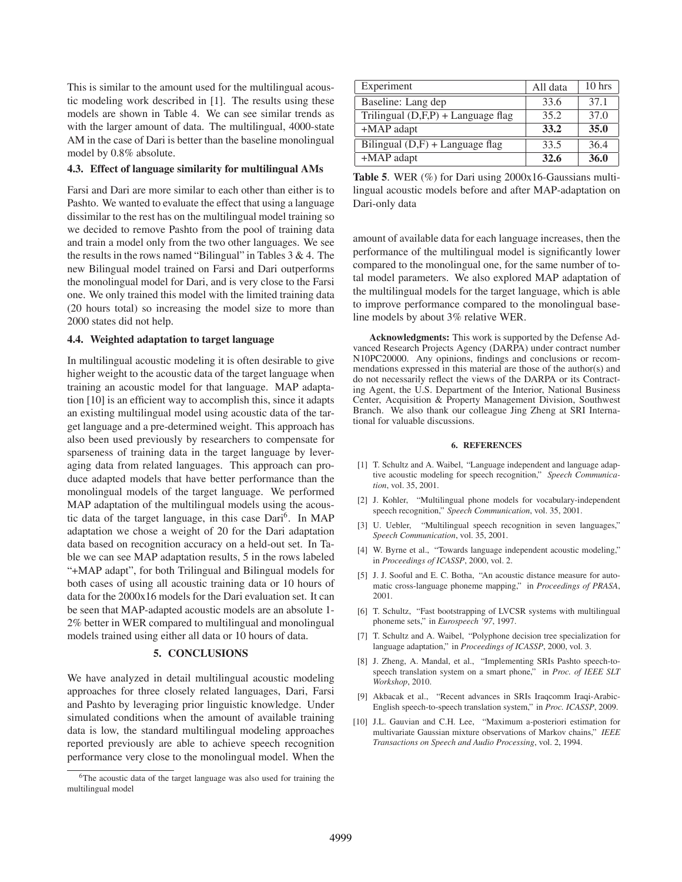This is similar to the amount used for the multilingual acoustic modeling work described in [1]. The results using these models are shown in Table 4. We can see similar trends as with the larger amount of data. The multilingual, 4000-state AM in the case of Dari is better than the baseline monolingual model by 0.8% absolute.

### 4.3. Effect of language similarity for multilingual AMs

Farsi and Dari are more similar to each other than either is to Pashto. We wanted to evaluate the effect that using a language dissimilar to the rest has on the multilingual model training so we decided to remove Pashto from the pool of training data and train a model only from the two other languages. We see the results in the rows named "Bilingual" in Tables 3 & 4. The new Bilingual model trained on Farsi and Dari outperforms the monolingual model for Dari, and is very close to the Farsi one. We only trained this model with the limited training data (20 hours total) so increasing the model size to more than 2000 states did not help.

### 4.4. Weighted adaptation to target language

In multilingual acoustic modeling it is often desirable to give higher weight to the acoustic data of the target language when training an acoustic model for that language. MAP adaptation [10] is an efficient way to accomplish this, since it adapts an existing multilingual model using acoustic data of the target language and a pre-determined weight. This approach has also been used previously by researchers to compensate for sparseness of training data in the target language by leveraging data from related languages. This approach can produce adapted models that have better performance than the monolingual models of the target language. We performed MAP adaptation of the multilingual models using the acoustic data of the target language, in this case Dari[6]. In MAP adaptation we chose a weight of 20 for the Dari adaptation data based on recognition accuracy on a held-out set. In Table we can see MAP adaptation results, 5 in the rows labeled "+MAP adapt", for both Trilingual and Bilingual models for both cases of using all acoustic training data or 10 hours of data for the 2000x16 models for the Dari evaluation set. It can be seen that MAP-adapted acoustic models are an absolute 1-2% better in WER compared to multilingual and monolingual models trained using either all data or 10 hours of data.

| Experiment | All data | 10 hrs |
|---|---|---|
| Baseline: Lang dep | 33.6 | 37.1 |
| Trilingual (D,F,P) + Language flag | 35.2 | 37.0 |
| +MAP adapt | **33.2** | **35.0** |
| Bilingual (D,F) + Language flag | 33.5 | 36.4 |
| +MAP adapt | **32.6** | **36.0** |

**Table 5**. WER (%) for Dari using 2000x16-Gaussians multilingual acoustic models before and after MAP-adaptation on Dari-only data

## 5. CONCLUSIONS

We have analyzed in detail multilingual acoustic modeling approaches for three closely related languages, Dari, Farsi and Pashto by leveraging prior linguistic knowledge. Under simulated conditions when the amount of available training data is low, the standard multilingual modeling approaches reported previously are able to achieve speech recognition performance very close to the monolingual model. When the amount of available data for each language increases, then the performance of the multilingual model is significantly lower compared to the monolingual one, for the same number of total model parameters. We also explored MAP adaptation of the multilingual models for the target language, which is able to improve performance compared to the monolingual baseline models by about 3% relative WER.

**Acknowledgments:** This work is supported by the Defense Advanced Research Projects Agency (DARPA) under contract number N10PC20000. Any opinions, findings and conclusions or recommendations expressed in this material are those of the author(s) and do not necessarily reflect the views of the DARPA or its Contracting Agent, the U.S. Department of the Interior, National Business Center, Acquisition & Property Management Division, Southwest Branch. We also thank our colleague Jing Zheng at SRI International for valuable discussions.

## 6. REFERENCES

[1] T. Schultz and A. Waibel, "Language independent and language adaptive acoustic modeling for speech recognition," *Speech Communication*, vol. 35, 2001.

[2] J. Kohler, "Multilingual phone models for vocabulary-independent speech recognition," *Speech Communication*, vol. 35, 2001.

[3] U. Uebler, "Multilingual speech recognition in seven languages," *Speech Communication*, vol. 35, 2001.

[4] W. Byrne et al., "Towards language independent acoustic modeling," in *Proceedings of ICASSP*, 2000, vol. 2.

[5] J. J. Sooful and E. C. Botha, "An acoustic distance measure for automatic cross-language phoneme mapping," in *Proceedings of PRASA*, 2001.

[6] T. Schultz, "Fast bootstrapping of LVCSR systems with multilingual phoneme sets," in *Eurospeech '97*, 1997.

[7] T. Schultz and A. Waibel, "Polyphone decision tree specialization for language adaptation," in *Proceedings of ICASSP*, 2000, vol. 3.

[8] J. Zheng, A. Mandal, et al., "Implementing SRIs Pashto speech-to-speech translation system on a smart phone," in *Proc. of IEEE SLT Workshop*, 2010.

[9] Akbacak et al., "Recent advances in SRIs Iraqcomm Iraqi-Arabic-English speech-to-speech translation system," in *Proc. ICASSP*, 2009.

[10] J.L. Gauvian and C.H. Lee, "Maximum a-posteriori estimation for multivariate Gaussian mixture observations of Markov chains," *IEEE Transactions on Speech and Audio Processing*, vol. 2, 1994.

[6] The acoustic data of the target language was also used for training the multilingual model